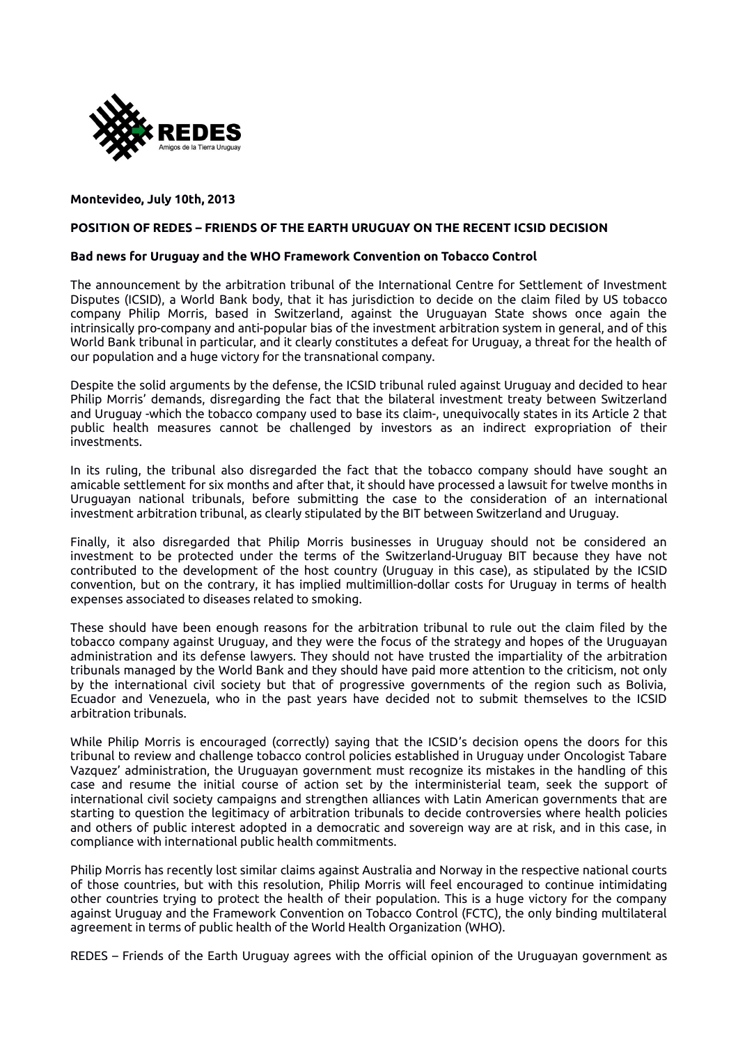REDES
Amigos de la Tierra Uruguay

**Montevideo, July 10th, 2013**

**POSITION OF REDES – FRIENDS OF THE EARTH URUGUAY ON THE RECENT ICSID DECISION**

**Bad news for Uruguay and the WHO Framework Convention on Tobacco Control**

The announcement by the arbitration tribunal of the International Centre for Settlement of Investment Disputes (ICSID), a World Bank body, that it has jurisdiction to decide on the claim filed by US tobacco company Philip Morris, based in Switzerland, against the Uruguayan State shows once again the intrinsically pro-company and anti-popular bias of the investment arbitration system in general, and of this World Bank tribunal in particular, and it clearly constitutes a defeat for Uruguay, a threat for the health of our population and a huge victory for the transnational company.

Despite the solid arguments by the defense, the ICSID tribunal ruled against Uruguay and decided to hear Philip Morris' demands, disregarding the fact that the bilateral investment treaty between Switzerland and Uruguay -which the tobacco company used to base its claim-, unequivocally states in its Article 2 that public health measures cannot be challenged by investors as an indirect expropriation of their investments.

In its ruling, the tribunal also disregarded the fact that the tobacco company should have sought an amicable settlement for six months and after that, it should have processed a lawsuit for twelve months in Uruguayan national tribunals, before submitting the case to the consideration of an international investment arbitration tribunal, as clearly stipulated by the BIT between Switzerland and Uruguay.

Finally, it also disregarded that Philip Morris businesses in Uruguay should not be considered an investment to be protected under the terms of the Switzerland-Uruguay BIT because they have not contributed to the development of the host country (Uruguay in this case), as stipulated by the ICSID convention, but on the contrary, it has implied multimillion-dollar costs for Uruguay in terms of health expenses associated to diseases related to smoking.

These should have been enough reasons for the arbitration tribunal to rule out the claim filed by the tobacco company against Uruguay, and they were the focus of the strategy and hopes of the Uruguayan administration and its defense lawyers. They should not have trusted the impartiality of the arbitration tribunals managed by the World Bank and they should have paid more attention to the criticism, not only by the international civil society but that of progressive governments of the region such as Bolivia, Ecuador and Venezuela, who in the past years have decided not to submit themselves to the ICSID arbitration tribunals.

While Philip Morris is encouraged (correctly) saying that the ICSID's decision opens the doors for this tribunal to review and challenge tobacco control policies established in Uruguay under Oncologist Tabare Vazquez' administration, the Uruguayan government must recognize its mistakes in the handling of this case and resume the initial course of action set by the interministerial team, seek the support of international civil society campaigns and strengthen alliances with Latin American governments that are starting to question the legitimacy of arbitration tribunals to decide controversies where health policies and others of public interest adopted in a democratic and sovereign way are at risk, and in this case, in compliance with international public health commitments.

Philip Morris has recently lost similar claims against Australia and Norway in the respective national courts of those countries, but with this resolution, Philip Morris will feel encouraged to continue intimidating other countries trying to protect the health of their population. This is a huge victory for the company against Uruguay and the Framework Convention on Tobacco Control (FCTC), the only binding multilateral agreement in terms of public health of the World Health Organization (WHO).

REDES – Friends of the Earth Uruguay agrees with the official opinion of the Uruguayan government as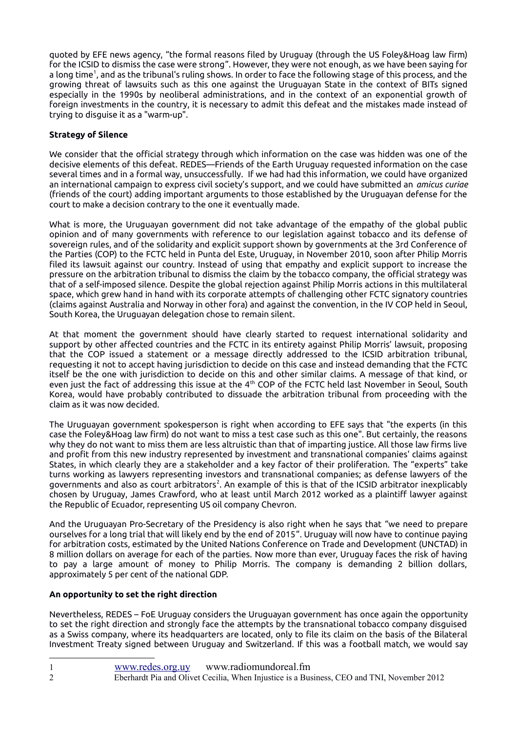quoted by EFE news agency, "the formal reasons filed by Uruguay (through the US Foley&Hoag law firm) for the ICSID to dismiss the case were strong". However, they were not enough, as we have been saying for a long time[1], and as the tribunal's ruling shows. In order to face the following stage of this process, and the growing threat of lawsuits such as this one against the Uruguayan State in the context of BITs signed especially in the 1990s by neoliberal administrations, and in the context of an exponential growth of foreign investments in the country, it is necessary to admit this defeat and the mistakes made instead of trying to disguise it as a "warm-up".

**Strategy of Silence**

We consider that the official strategy through which information on the case was hidden was one of the decisive elements of this defeat. REDES—Friends of the Earth Uruguay requested information on the case several times and in a formal way, unsuccessfully. If we had had this information, we could have organized an international campaign to express civil society's support, and we could have submitted an *amicus curiae* (friends of the court) adding important arguments to those established by the Uruguayan defense for the court to make a decision contrary to the one it eventually made.

What is more, the Uruguayan government did not take advantage of the empathy of the global public opinion and of many governments with reference to our legislation against tobacco and its defense of sovereign rules, and of the solidarity and explicit support shown by governments at the 3rd Conference of the Parties (COP) to the FCTC held in Punta del Este, Uruguay, in November 2010, soon after Philip Morris filed its lawsuit against our country. Instead of using that empathy and explicit support to increase the pressure on the arbitration tribunal to dismiss the claim by the tobacco company, the official strategy was that of a self-imposed silence. Despite the global rejection against Philip Morris actions in this multilateral space, which grew hand in hand with its corporate attempts of challenging other FCTC signatory countries (claims against Australia and Norway in other fora) and against the convention, in the IV COP held in Seoul, South Korea, the Uruguayan delegation chose to remain silent.

At that moment the government should have clearly started to request international solidarity and support by other affected countries and the FCTC in its entirety against Philip Morris' lawsuit, proposing that the COP issued a statement or a message directly addressed to the ICSID arbitration tribunal, requesting it not to accept having jurisdiction to decide on this case and instead demanding that the FCTC itself be the one with jurisdiction to decide on this and other similar claims. A message of that kind, or even just the fact of addressing this issue at the 4th COP of the FCTC held last November in Seoul, South Korea, would have probably contributed to dissuade the arbitration tribunal from proceeding with the claim as it was now decided.

The Uruguayan government spokesperson is right when according to EFE says that "the experts (in this case the Foley&Hoag law firm) do not want to miss a test case such as this one". But certainly, the reasons why they do not want to miss them are less altruistic than that of imparting justice. All those law firms live and profit from this new industry represented by investment and transnational companies' claims against States, in which clearly they are a stakeholder and a key factor of their proliferation. The "experts" take turns working as lawyers representing investors and transnational companies; as defense lawyers of the governments and also as court arbitrators[2]. An example of this is that of the ICSID arbitrator inexplicably chosen by Uruguay, James Crawford, who at least until March 2012 worked as a plaintiff lawyer against the Republic of Ecuador, representing US oil company Chevron.

And the Uruguayan Pro-Secretary of the Presidency is also right when he says that "we need to prepare ourselves for a long trial that will likely end by the end of 2015". Uruguay will now have to continue paying for arbitration costs, estimated by the United Nations Conference on Trade and Development (UNCTAD) in 8 million dollars on average for each of the parties. Now more than ever, Uruguay faces the risk of having to pay a large amount of money to Philip Morris. The company is demanding 2 billion dollars, approximately 5 per cent of the national GDP.

**An opportunity to set the right direction**

Nevertheless, REDES – FoE Uruguay considers the Uruguayan government has once again the opportunity to set the right direction and strongly face the attempts by the transnational tobacco company disguised as a Swiss company, where its headquarters are located, only to file its claim on the basis of the Bilateral Investment Treaty signed between Uruguay and Switzerland. If this was a football match, we would say

1 www.redes.org.uy www.radiomundoreal.fm

2 Eberhardt Pia and Olivet Cecilia, When Injustice is a Business, CEO and TNI, November 2012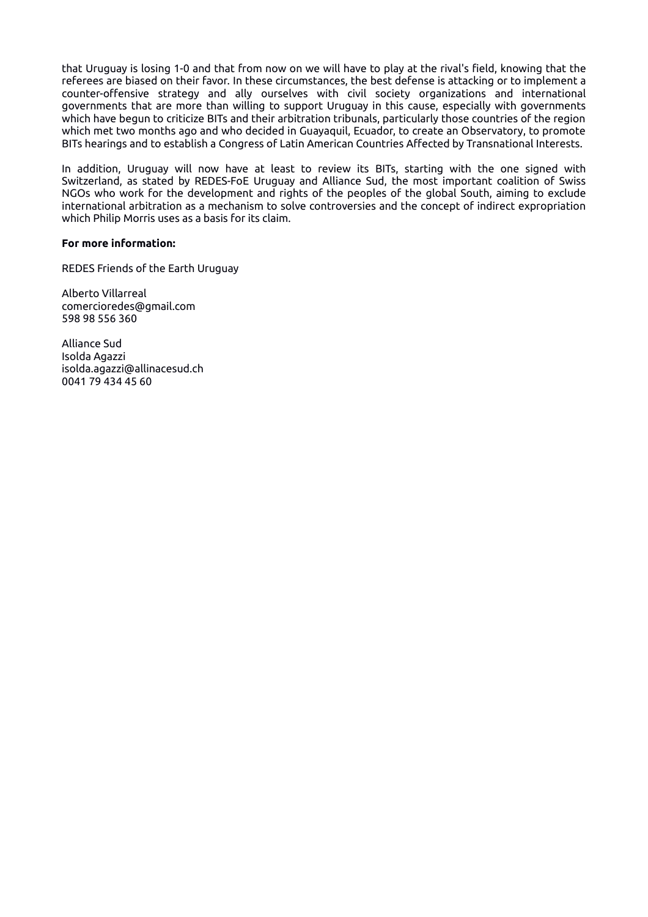that Uruguay is losing 1-0 and that from now on we will have to play at the rival's field, knowing that the referees are biased on their favor. In these circumstances, the best defense is attacking or to implement a counter-offensive strategy and ally ourselves with civil society organizations and international governments that are more than willing to support Uruguay in this cause, especially with governments which have begun to criticize BITs and their arbitration tribunals, particularly those countries of the region which met two months ago and who decided in Guayaquil, Ecuador, to create an Observatory, to promote BITs hearings and to establish a Congress of Latin American Countries Affected by Transnational Interests.

In addition, Uruguay will now have at least to review its BITs, starting with the one signed with Switzerland, as stated by REDES-FoE Uruguay and Alliance Sud, the most important coalition of Swiss NGOs who work for the development and rights of the peoples of the global South, aiming to exclude international arbitration as a mechanism to solve controversies and the concept of indirect expropriation which Philip Morris uses as a basis for its claim.

**For more information:**

REDES Friends of the Earth Uruguay

Alberto Villarreal
comercioredes@gmail.com
598 98 556 360

Alliance Sud
Isolda Agazzi
isolda.agazzi@allinacesud.ch
0041 79 434 45 60